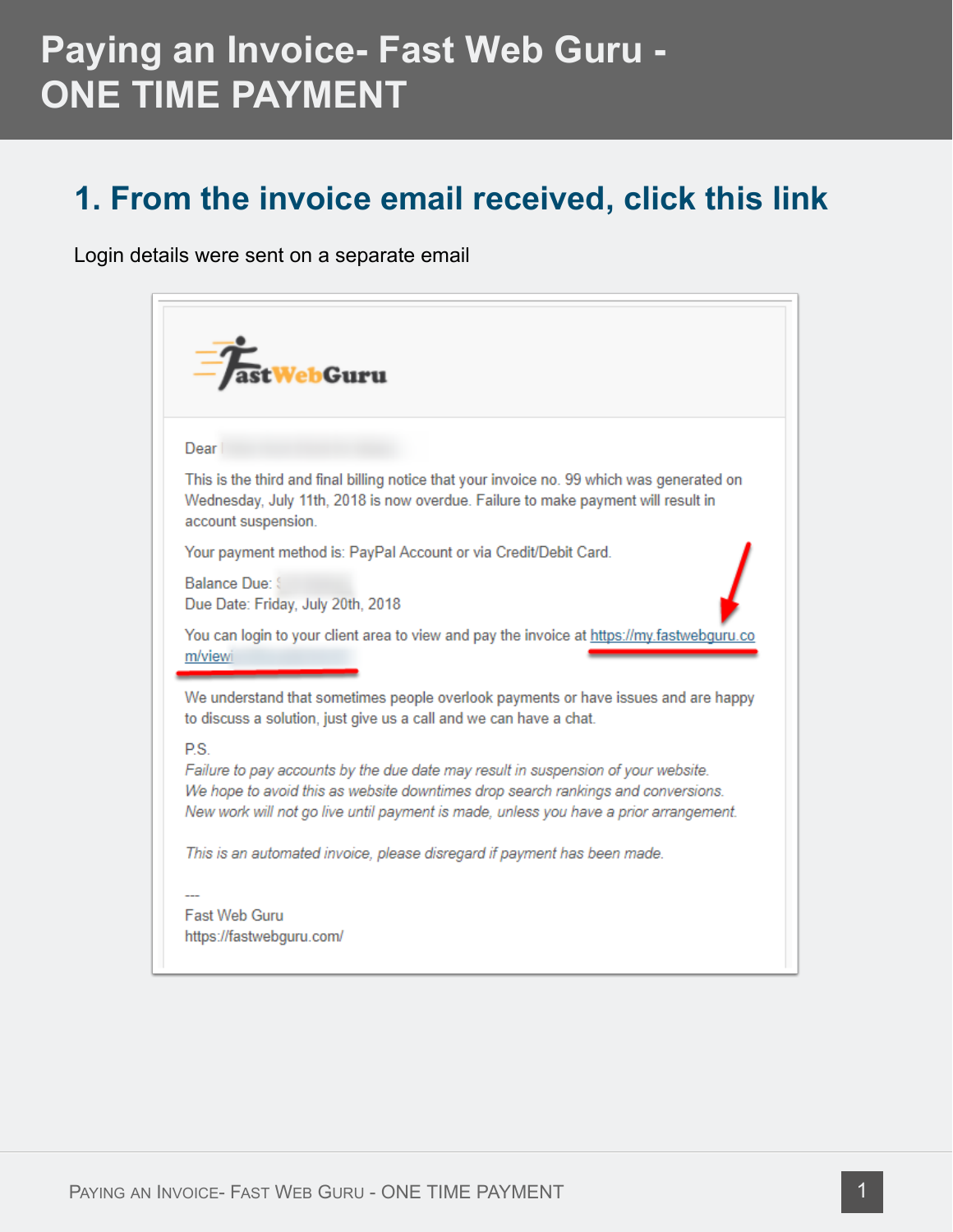# Paying an Invoice- Fast Web Guru - ONE TIME PAYMENT

## 1. From the invoice email received, click this link

Login details were sent on a separate email

FastWebGuru

Dear

This is the third and final billing notice that your invoice no. 99 which was generated on Wednesday, July 11th, 2018 is now overdue. Failure to make payment will result in account suspension.

Your payment method is: PayPal Account or via Credit/Debit Card.

Balance Due:
Due Date: Friday, July 20th, 2018

You can login to your client area to view and pay the invoice at https://my.fastwebguru.com/viewi

We understand that sometimes people overlook payments or have issues and are happy to discuss a solution, just give us a call and we can have a chat.

P.S.
*Failure to pay accounts by the due date may result in suspension of your website.*
*We hope to avoid this as website downtimes drop search rankings and conversions.*
*New work will not go live until payment is made, unless you have a prior arrangement.*

*This is an automated invoice, please disregard if payment has been made.*

---
Fast Web Guru
https://fastwebguru.com/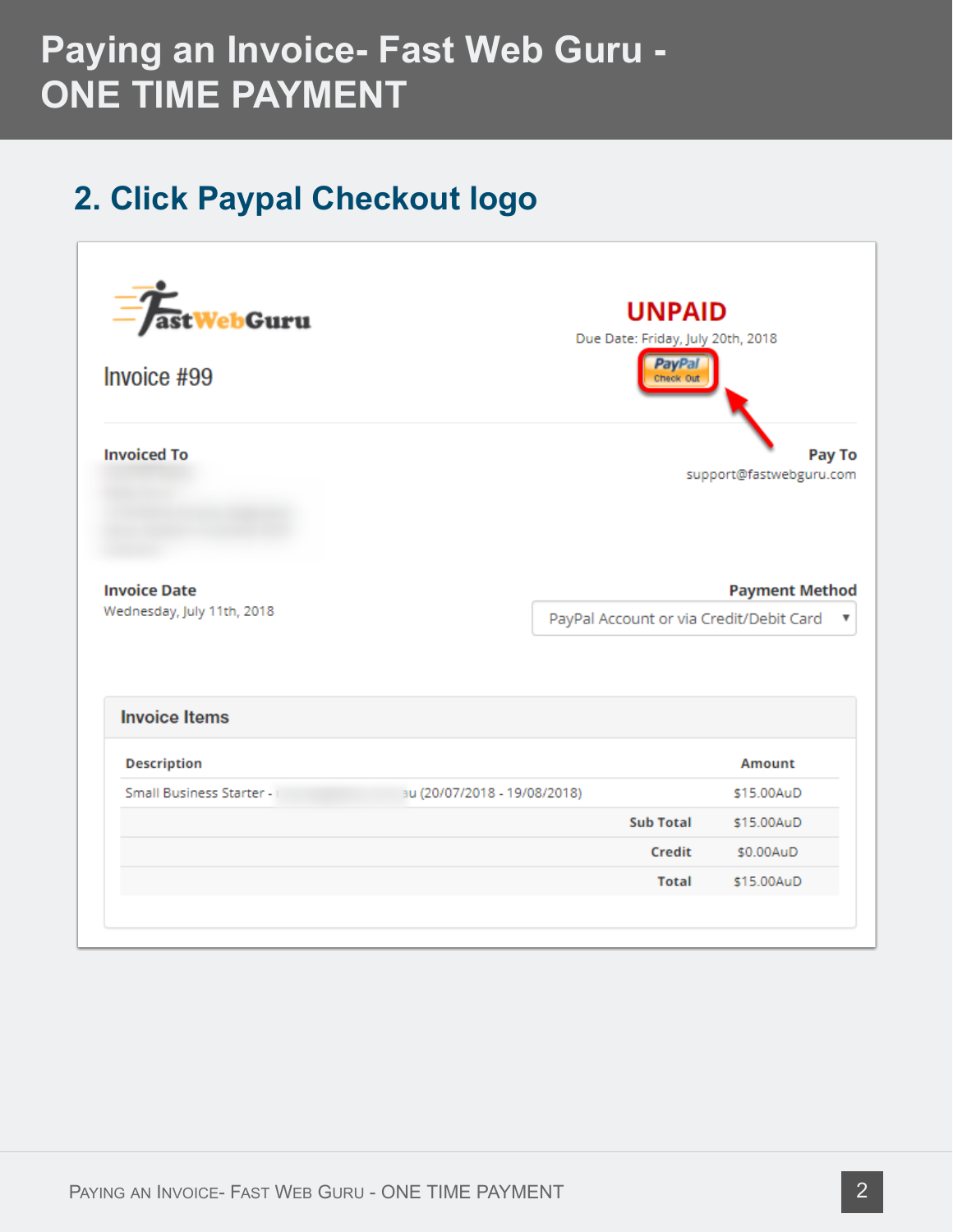# Paying an Invoice- Fast Web Guru - ONE TIME PAYMENT

## 2. Click Paypal Checkout logo

FastWebGuru

Invoice #99

**UNPAID**

Due Date: Friday, July 20th, 2018

PayPal Check Out

**Invoiced To**

**Pay To**
support@fastwebguru.com

**Invoice Date**
Wednesday, July 11th, 2018

**Payment Method**
PayPal Account or via Credit/Debit Card

**Invoice Items**

| Description | Amount |
|---|---|
| Small Business Starter - u (20/07/2018 - 19/08/2018) | $15.00AuD |
| **Sub Total** | $15.00AuD |
| **Credit** | $0.00AuD |
| **Total** | $15.00AuD |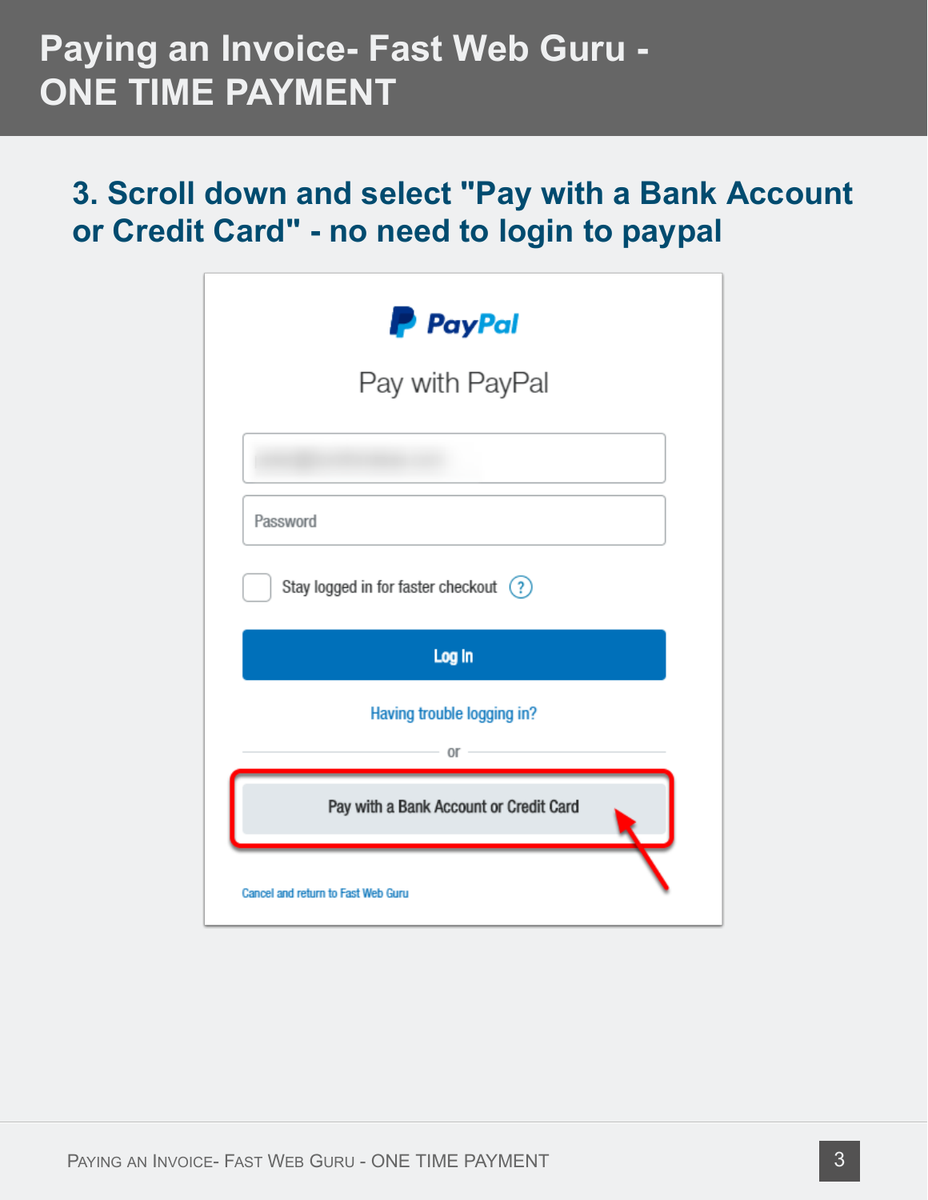# Paying an Invoice- Fast Web Guru - ONE TIME PAYMENT

## 3. Scroll down and select "Pay with a Bank Account or Credit Card" - no need to login to paypal

PayPal

Pay with PayPal

Password

Stay logged in for faster checkout

Log In

Having trouble logging in?

or

Pay with a Bank Account or Credit Card

Cancel and return to Fast Web Guru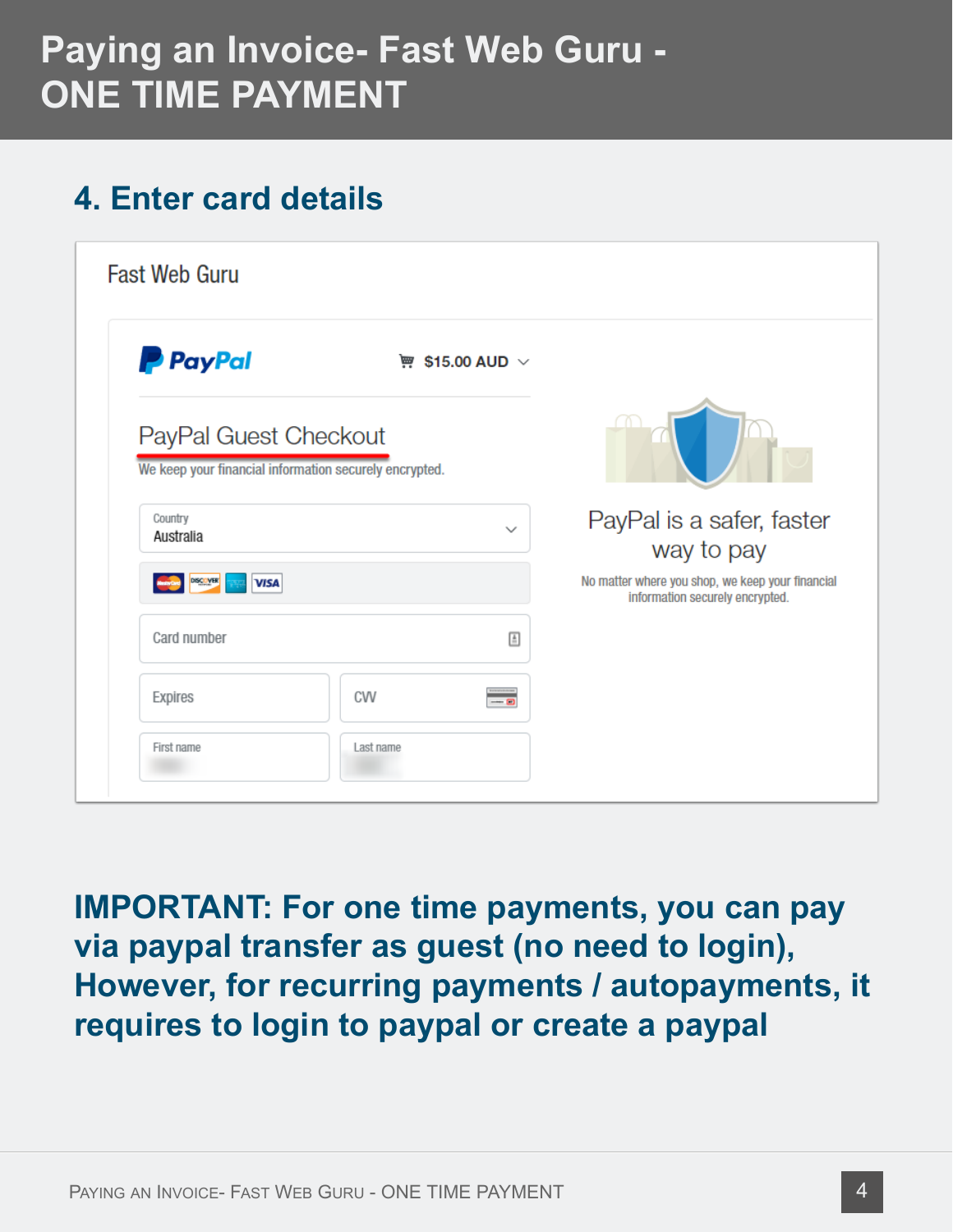# Paying an Invoice- Fast Web Guru - ONE TIME PAYMENT

## 4. Enter card details

Fast Web Guru

PayPal

$15.00 AUD

PayPal Guest Checkout

We keep your financial information securely encrypted.

Country
Australia

Card number

Expires

CVV

First name

Last name

PayPal is a safer, faster way to pay

No matter where you shop, we keep your financial information securely encrypted.

**IMPORTANT: For one time payments, you can pay via paypal transfer as guest (no need to login), However, for recurring payments / autopayments, it requires to login to paypal or create a paypal**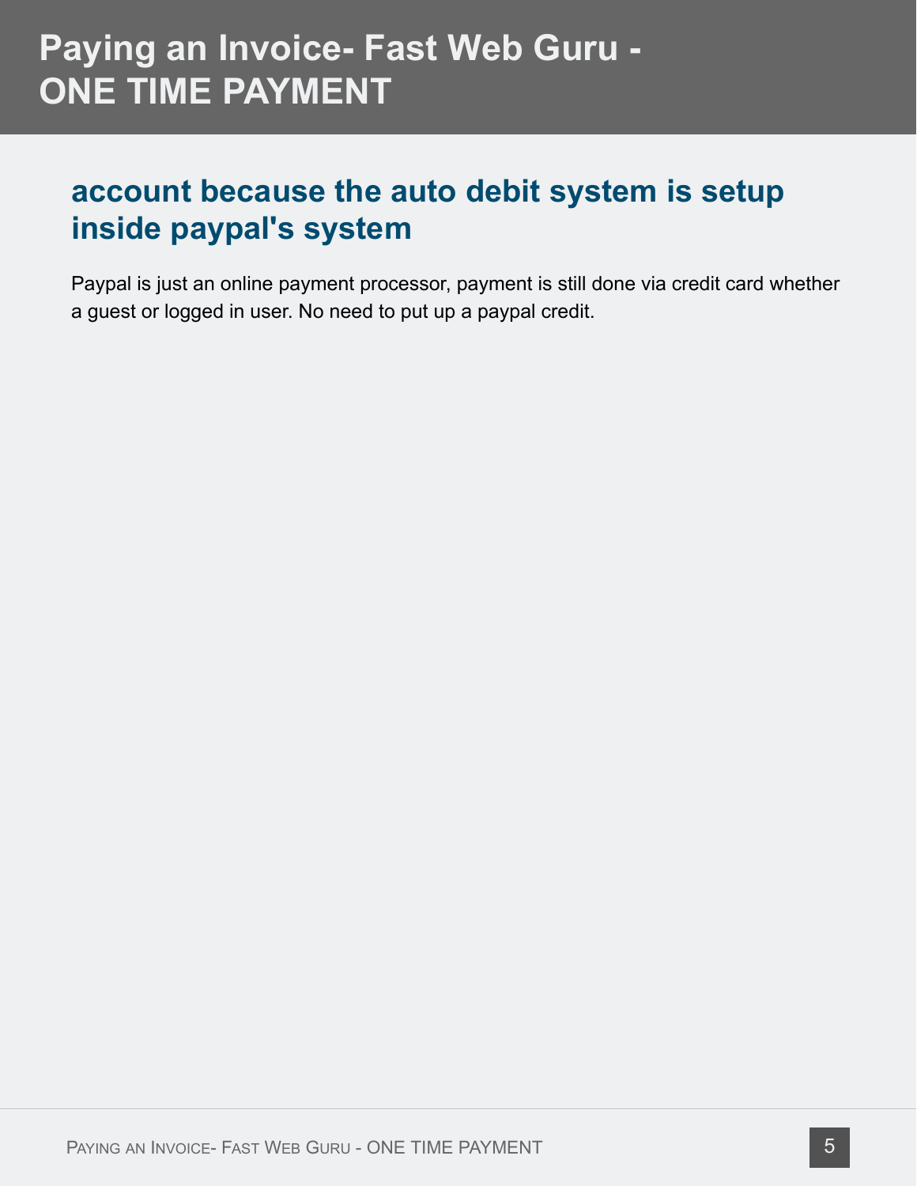## account because the auto debit system is setup inside paypal's system

Paypal is just an online payment processor, payment is still done via credit card whether a guest or logged in user. No need to put up a paypal credit.